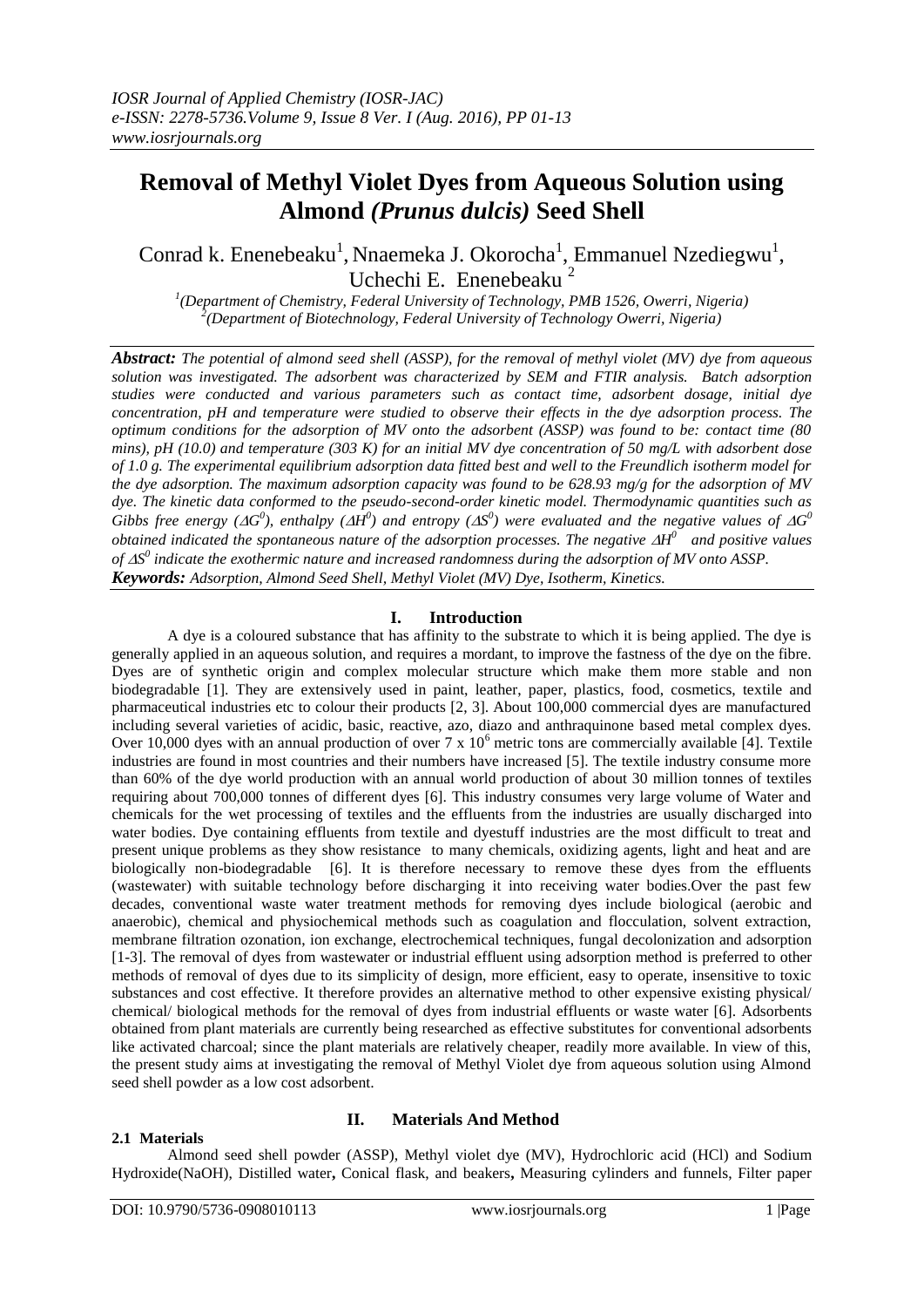# Removal of Methyl Violet Dyes from Aqueous Solution using Almond *(Prunus dulcis)* Seed Shell

Conrad k. Enenebeaku[1], Nnaemeka J. Okorocha[1], Emmanuel Nzediegwu[1], Uchechi E. Enenebeaku [2]

[1](Department of Chemistry, Federal University of Technology, PMB 1526, Owerri, Nigeria)
[2](Department of Biotechnology, Federal University of Technology Owerri, Nigeria)

***Abstract:*** *The potential of almond seed shell (ASSP), for the removal of methyl violet (MV) dye from aqueous solution was investigated. The adsorbent was characterized by SEM and FTIR analysis. Batch adsorption studies were conducted and various parameters such as contact time, adsorbent dosage, initial dye concentration, pH and temperature were studied to observe their effects in the dye adsorption process. The optimum conditions for the adsorption of MV onto the adsorbent (ASSP) was found to be: contact time (80 mins), pH (10.0) and temperature (303 K) for an initial MV dye concentration of 50 mg/L with adsorbent dose of 1.0 g. The experimental equilibrium adsorption data fitted best and well to the Freundlich isotherm model for the dye adsorption. The maximum adsorption capacity was found to be 628.93 mg/g for the adsorption of MV dye. The kinetic data conformed to the pseudo-second-order kinetic model. Thermodynamic quantities such as Gibbs free energy ($\Delta G^0$), enthalpy ($\Delta H^0$) and entropy ($\Delta S^0$) were evaluated and the negative values of $\Delta G^0$ obtained indicated the spontaneous nature of the adsorption processes. The negative $\Delta H^0$ and positive values of $\Delta S^0$ indicate the exothermic nature and increased randomness during the adsorption of MV onto ASSP.*

***Keywords:*** *Adsorption, Almond Seed Shell, Methyl Violet (MV) Dye, Isotherm, Kinetics.*

## I. Introduction

A dye is a coloured substance that has affinity to the substrate to which it is being applied. The dye is generally applied in an aqueous solution, and requires a mordant, to improve the fastness of the dye on the fibre. Dyes are of synthetic origin and complex molecular structure which make them more stable and non biodegradable [1]. They are extensively used in paint, leather, paper, plastics, food, cosmetics, textile and pharmaceutical industries etc to colour their products [2, 3]. About 100,000 commercial dyes are manufactured including several varieties of acidic, basic, reactive, azo, diazo and anthraquinone based metal complex dyes. Over 10,000 dyes with an annual production of over $7 \times 10^6$ metric tons are commercially available [4]. Textile industries are found in most countries and their numbers have increased [5]. The textile industry consume more than 60% of the dye world production with an annual world production of about 30 million tonnes of textiles requiring about 700,000 tonnes of different dyes [6]. This industry consumes very large volume of Water and chemicals for the wet processing of textiles and the effluents from the industries are usually discharged into water bodies. Dye containing effluents from textile and dyestuff industries are the most difficult to treat and present unique problems as they show resistance to many chemicals, oxidizing agents, light and heat and are biologically non-biodegradable [6]. It is therefore necessary to remove these dyes from the effluents (wastewater) with suitable technology before discharging it into receiving water bodies.Over the past few decades, conventional waste water treatment methods for removing dyes include biological (aerobic and anaerobic), chemical and physiochemical methods such as coagulation and flocculation, solvent extraction, membrane filtration ozonation, ion exchange, electrochemical techniques, fungal decolonization and adsorption [1-3]. The removal of dyes from wastewater or industrial effluent using adsorption method is preferred to other methods of removal of dyes due to its simplicity of design, more efficient, easy to operate, insensitive to toxic substances and cost effective. It therefore provides an alternative method to other expensive existing physical/ chemical/ biological methods for the removal of dyes from industrial effluents or waste water [6]. Adsorbents obtained from plant materials are currently being researched as effective substitutes for conventional adsorbents like activated charcoal; since the plant materials are relatively cheaper, readily more available. In view of this, the present study aims at investigating the removal of Methyl Violet dye from aqueous solution using Almond seed shell powder as a low cost adsorbent.

## II. Materials And Method

### 2.1 Materials

Almond seed shell powder (ASSP), Methyl violet dye (MV), Hydrochloric acid (HCl) and Sodium Hydroxide(NaOH), Distilled water**,** Conical flask, and beakers**,** Measuring cylinders and funnels, Filter paper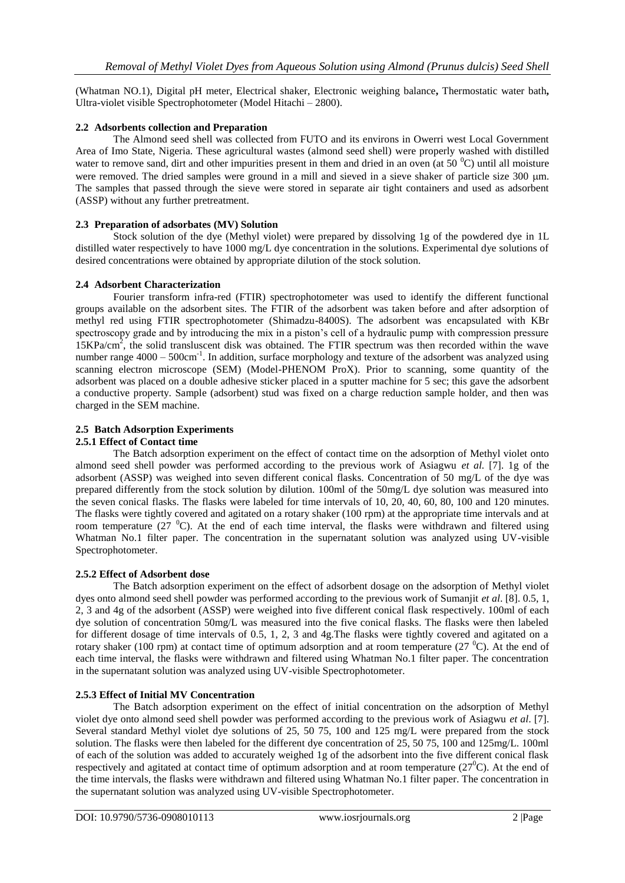(Whatman NO.1), Digital pH meter, Electrical shaker, Electronic weighing balance**,** Thermostatic water bath**,** Ultra-violet visible Spectrophotometer (Model Hitachi – 2800).

### 2.2 Adsorbents collection and Preparation

The Almond seed shell was collected from FUTO and its environs in Owerri west Local Government Area of Imo State, Nigeria. These agricultural wastes (almond seed shell) were properly washed with distilled water to remove sand, dirt and other impurities present in them and dried in an oven (at 50 $^0$C) until all moisture were removed. The dried samples were ground in a mill and sieved in a sieve shaker of particle size 300 μm. The samples that passed through the sieve were stored in separate air tight containers and used as adsorbent (ASSP) without any further pretreatment.

### 2.3 Preparation of adsorbates (MV) Solution

Stock solution of the dye (Methyl violet) were prepared by dissolving 1g of the powdered dye in 1L distilled water respectively to have 1000 mg/L dye concentration in the solutions. Experimental dye solutions of desired concentrations were obtained by appropriate dilution of the stock solution.

### 2.4 Adsorbent Characterization

Fourier transform infra-red (FTIR) spectrophotometer was used to identify the different functional groups available on the adsorbent sites. The FTIR of the adsorbent was taken before and after adsorption of methyl red using FTIR spectrophotometer (Shimadzu-8400S). The adsorbent was encapsulated with KBr spectroscopy grade and by introducing the mix in a piston's cell of a hydraulic pump with compression pressure 15KPa/cm$^2$, the solid transluscent disk was obtained. The FTIR spectrum was then recorded within the wave number range 4000 – 500cm$^{-1}$. In addition, surface morphology and texture of the adsorbent was analyzed using scanning electron microscope (SEM) (Model-PHENOM ProX). Prior to scanning, some quantity of the adsorbent was placed on a double adhesive sticker placed in a sputter machine for 5 sec; this gave the adsorbent a conductive property. Sample (adsorbent) stud was fixed on a charge reduction sample holder, and then was charged in the SEM machine.

### 2.5 Batch Adsorption Experiments

#### 2.5.1 Effect of Contact time

The Batch adsorption experiment on the effect of contact time on the adsorption of Methyl violet onto almond seed shell powder was performed according to the previous work of Asiagwu *et al.* [7]. 1g of the adsorbent (ASSP) was weighed into seven different conical flasks. Concentration of 50 mg/L of the dye was prepared differently from the stock solution by dilution. 100ml of the 50mg/L dye solution was measured into the seven conical flasks. The flasks were labeled for time intervals of 10, 20, 40, 60, 80, 100 and 120 minutes. The flasks were tightly covered and agitated on a rotary shaker (100 rpm) at the appropriate time intervals and at room temperature (27 $^0$C). At the end of each time interval, the flasks were withdrawn and filtered using Whatman No.1 filter paper. The concentration in the supernatant solution was analyzed using UV-visible Spectrophotometer.

#### 2.5.2 Effect of Adsorbent dose

The Batch adsorption experiment on the effect of adsorbent dosage on the adsorption of Methyl violet dyes onto almond seed shell powder was performed according to the previous work of Sumanjit *et al*. [8]. 0.5, 1, 2, 3 and 4g of the adsorbent (ASSP) were weighed into five different conical flask respectively. 100ml of each dye solution of concentration 50mg/L was measured into the five conical flasks. The flasks were then labeled for different dosage of time intervals of 0.5, 1, 2, 3 and 4g.The flasks were tightly covered and agitated on a rotary shaker (100 rpm) at contact time of optimum adsorption and at room temperature (27 $^0$C). At the end of each time interval, the flasks were withdrawn and filtered using Whatman No.1 filter paper. The concentration in the supernatant solution was analyzed using UV-visible Spectrophotometer.

#### 2.5.3 Effect of Initial MV Concentration

The Batch adsorption experiment on the effect of initial concentration on the adsorption of Methyl violet dye onto almond seed shell powder was performed according to the previous work of Asiagwu *et al*. [7]. Several standard Methyl violet dye solutions of 25, 50 75, 100 and 125 mg/L were prepared from the stock solution. The flasks were then labeled for the different dye concentration of 25, 50 75, 100 and 125mg/L. 100ml of each of the solution was added to accurately weighed 1g of the adsorbent into the five different conical flask respectively and agitated at contact time of optimum adsorption and at room temperature (27$^0$C). At the end of the time intervals, the flasks were withdrawn and filtered using Whatman No.1 filter paper. The concentration in the supernatant solution was analyzed using UV-visible Spectrophotometer.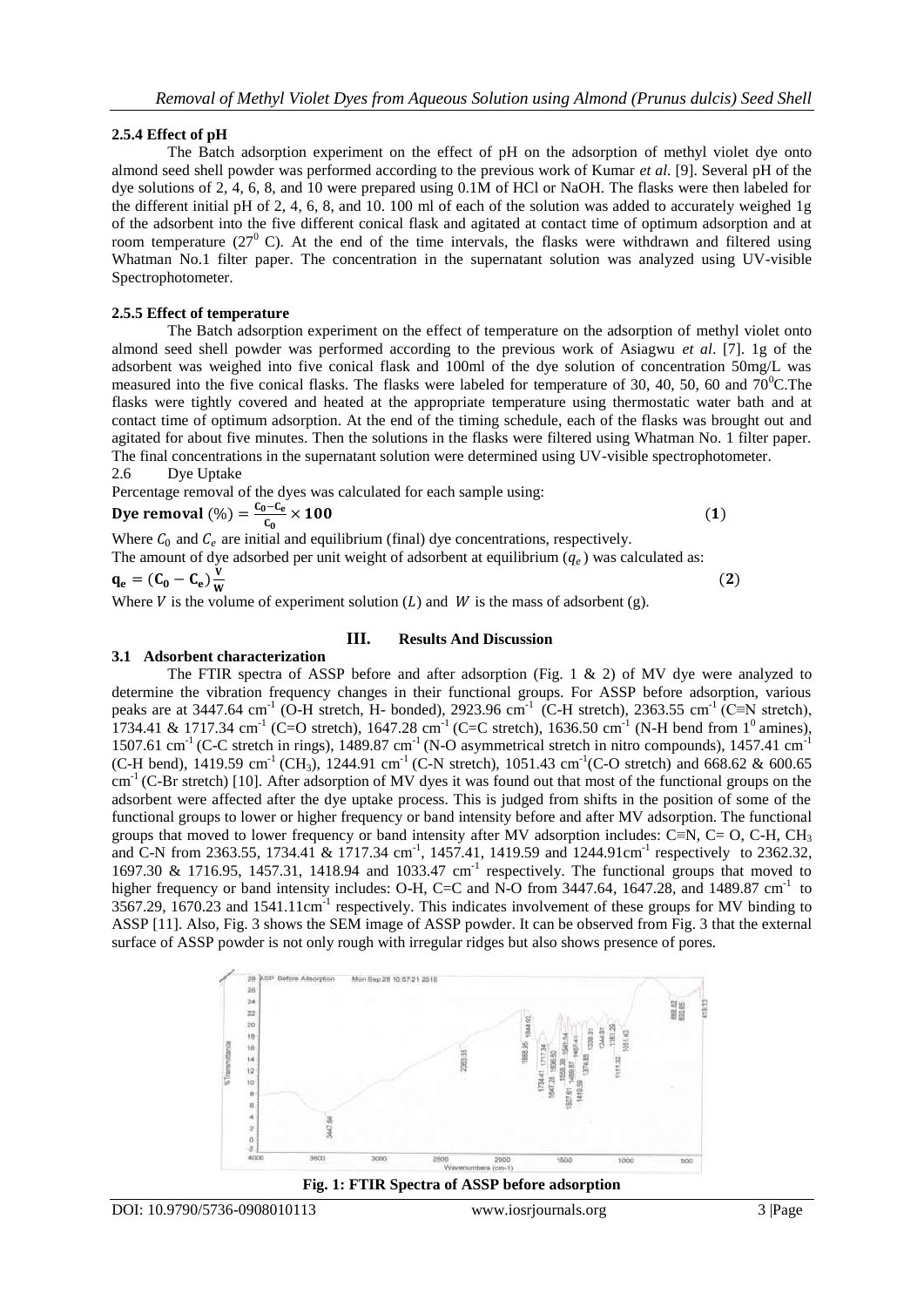### 2.5.4 Effect of pH

The Batch adsorption experiment on the effect of pH on the adsorption of methyl violet dye onto almond seed shell powder was performed according to the previous work of Kumar *et al.* [9]. Several pH of the dye solutions of 2, 4, 6, 8, and 10 were prepared using 0.1M of HCl or NaOH. The flasks were then labeled for the different initial pH of 2, 4, 6, 8, and 10. 100 ml of each of the solution was added to accurately weighed 1g of the adsorbent into the five different conical flask and agitated at contact time of optimum adsorption and at room temperature ($27^0$ C). At the end of the time intervals, the flasks were withdrawn and filtered using Whatman No.1 filter paper. The concentration in the supernatant solution was analyzed using UV-visible Spectrophotometer.

### 2.5.5 Effect of temperature

The Batch adsorption experiment on the effect of temperature on the adsorption of methyl violet onto almond seed shell powder was performed according to the previous work of Asiagwu *et al*. [7]. 1g of the adsorbent was weighed into five conical flask and 100ml of the dye solution of concentration 50mg/L was measured into the five conical flasks. The flasks were labeled for temperature of 30, 40, 50, 60 and 70$^0$C.The flasks were tightly covered and heated at the appropriate temperature using thermostatic water bath and at contact time of optimum adsorption. At the end of the timing schedule, each of the flasks was brought out and agitated for about five minutes. Then the solutions in the flasks were filtered using Whatman No. 1 filter paper. The final concentrations in the supernatant solution were determined using UV-visible spectrophotometer.

### 2.6 Dye Uptake

Percentage removal of the dyes was calculated for each sample using:

$$\textbf{Dye removal } (\%) = \frac{C_0 - C_e}{C_0} \times 100 \qquad (1)$$

Where $C_0$ and $C_e$ are initial and equilibrium (final) dye concentrations, respectively.

The amount of dye adsorbed per unit weight of adsorbent at equilibrium ($q_e$) was calculated as:

$$q_e = (C_0 - C_e)\frac{V}{W} \qquad (2)$$

Where $V$ is the volume of experiment solution ($L$) and $W$ is the mass of adsorbent (g).

## III. Results And Discussion

### 3.1 Adsorbent characterization

The FTIR spectra of ASSP before and after adsorption (Fig. 1 & 2) of MV dye were analyzed to determine the vibration frequency changes in their functional groups. For ASSP before adsorption, various peaks are at 3447.64 cm$^{-1}$ (O-H stretch, H- bonded), 2923.96 cm$^{-1}$ (C-H stretch), 2363.55 cm$^{-1}$ (C≡N stretch), 1734.41 & 1717.34 cm$^{-1}$ (C=O stretch), 1647.28 cm$^{-1}$ (C=C stretch), 1636.50 cm$^{-1}$ (N-H bend from 1$^0$ amines), 1507.61 cm$^{-1}$ (C-C stretch in rings), 1489.87 cm$^{-1}$ (N-O asymmetrical stretch in nitro compounds), 1457.41 cm$^{-1}$ (C-H bend), 1419.59 cm$^{-1}$ ($CH_3$), 1244.91 cm$^{-1}$ (C-N stretch), 1051.43 cm$^{-1}$(C-O stretch) and 668.62 & 600.65 cm$^{-1}$ (C-Br stretch) [10]. After adsorption of MV dyes it was found out that most of the functional groups on the adsorbent were affected after the dye uptake process. This is judged from shifts in the position of some of the functional groups to lower or higher frequency or band intensity before and after MV adsorption. The functional groups that moved to lower frequency or band intensity after MV adsorption includes: C≡N, C= O, C-H, $CH_3$ and C-N from 2363.55, 1734.41 & 1717.34 cm$^{-1}$, 1457.41, 1419.59 and 1244.91cm$^{-1}$ respectively to 2362.32, 1697.30 & 1716.95, 1457.31, 1418.94 and 1033.47 cm$^{-1}$ respectively. The functional groups that moved to higher frequency or band intensity includes: O-H, C=C and N-O from 3447.64, 1647.28, and 1489.87 cm$^{-1}$ to 3567.29, 1670.23 and 1541.11cm$^{-1}$ respectively. This indicates involvement of these groups for MV binding to ASSP [11]. Also, Fig. 3 shows the SEM image of ASSP powder. It can be observed from Fig. 3 that the external surface of ASSP powder is not only rough with irregular ridges but also shows presence of pores.

**Fig. 1: FTIR Spectra of ASSP before adsorption**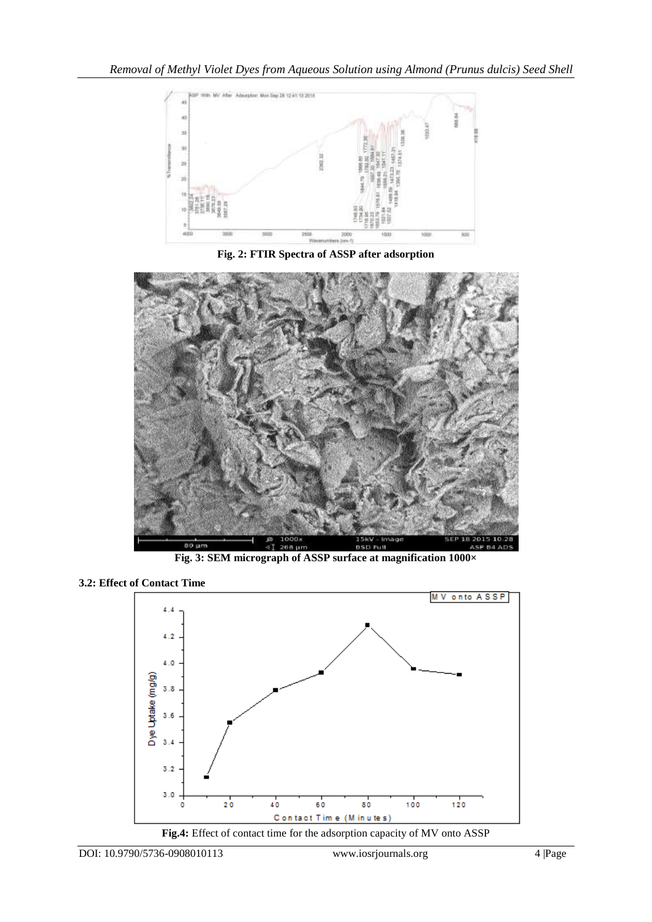Fig. 2: FTIR Spectra of ASSP after adsorption

Fig. 3: SEM micrograph of ASSP surface at magnification 1000×

**3.2: Effect of Contact Time**

**Fig.4:** Effect of contact time for the adsorption capacity of MV onto ASSP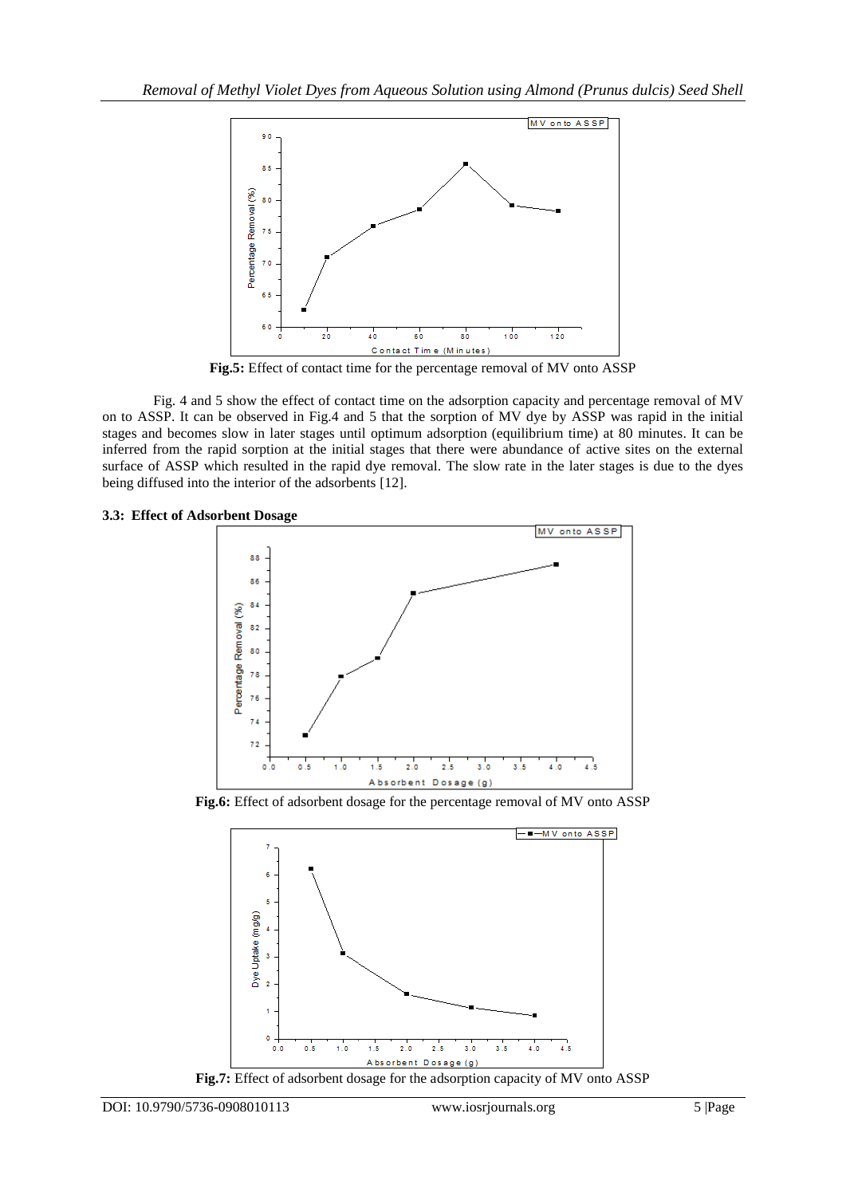**Fig.5:** Effect of contact time for the percentage removal of MV onto ASSP

Fig. 4 and 5 show the effect of contact time on the adsorption capacity and percentage removal of MV on to ASSP. It can be observed in Fig.4 and 5 that the sorption of MV dye by ASSP was rapid in the initial stages and becomes slow in later stages until optimum adsorption (equilibrium time) at 80 minutes. It can be inferred from the rapid sorption at the initial stages that there were abundance of active sites on the external surface of ASSP which resulted in the rapid dye removal. The slow rate in the later stages is due to the dyes being diffused into the interior of the adsorbents [12].

### 3.3: Effect of Adsorbent Dosage

**Fig.6:** Effect of adsorbent dosage for the percentage removal of MV onto ASSP

**Fig.7:** Effect of adsorbent dosage for the adsorption capacity of MV onto ASSP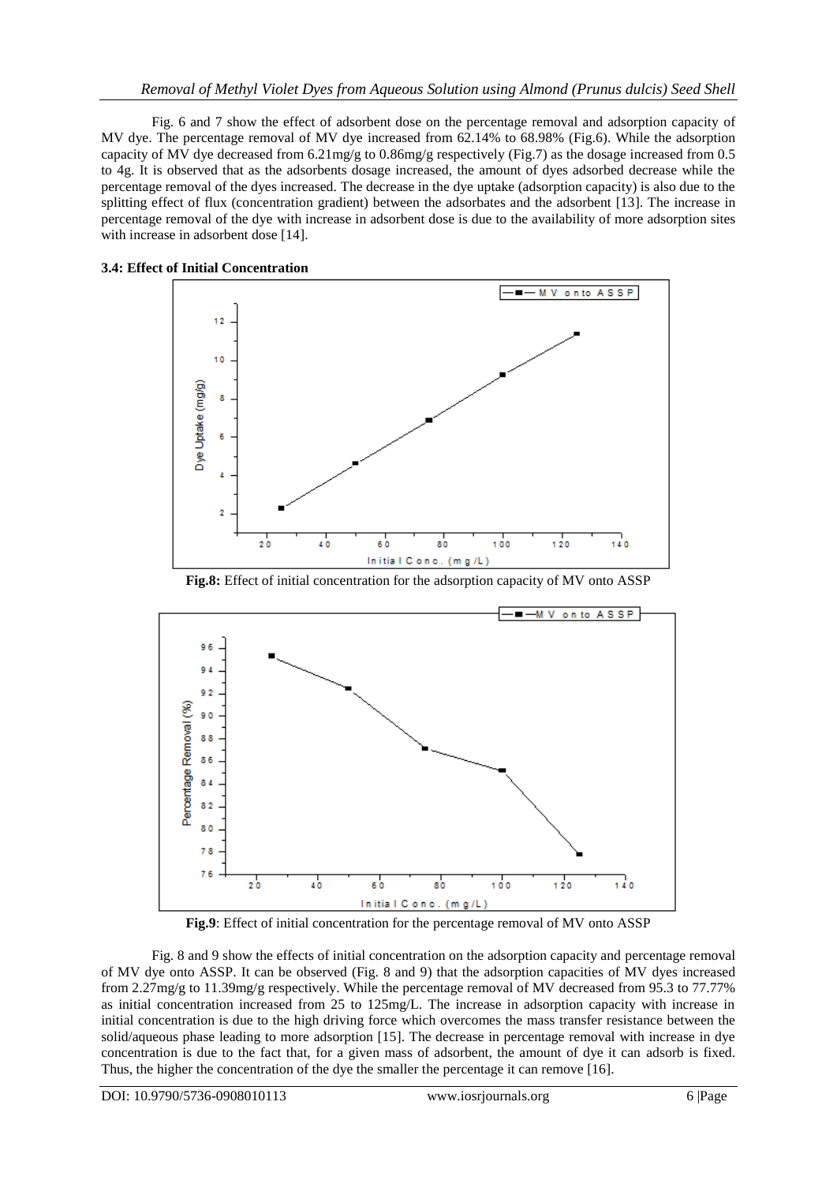Fig. 6 and 7 show the effect of adsorbent dose on the percentage removal and adsorption capacity of MV dye. The percentage removal of MV dye increased from 62.14% to 68.98% (Fig.6). While the adsorption capacity of MV dye decreased from 6.21mg/g to 0.86mg/g respectively (Fig.7) as the dosage increased from 0.5 to 4g. It is observed that as the adsorbents dosage increased, the amount of dyes adsorbed decrease while the percentage removal of the dyes increased. The decrease in the dye uptake (adsorption capacity) is also due to the splitting effect of flux (concentration gradient) between the adsorbates and the adsorbent [13]. The increase in percentage removal of the dye with increase in adsorbent dose is due to the availability of more adsorption sites with increase in adsorbent dose [14].

### 3.4: Effect of Initial Concentration

**Fig.8:** Effect of initial concentration for the adsorption capacity of MV onto ASSP

**Fig.9**: Effect of initial concentration for the percentage removal of MV onto ASSP

Fig. 8 and 9 show the effects of initial concentration on the adsorption capacity and percentage removal of MV dye onto ASSP. It can be observed (Fig. 8 and 9) that the adsorption capacities of MV dyes increased from 2.27mg/g to 11.39mg/g respectively. While the percentage removal of MV decreased from 95.3 to 77.77% as initial concentration increased from 25 to 125mg/L. The increase in adsorption capacity with increase in initial concentration is due to the high driving force which overcomes the mass transfer resistance between the solid/aqueous phase leading to more adsorption [15]. The decrease in percentage removal with increase in dye concentration is due to the fact that, for a given mass of adsorbent, the amount of dye it can adsorb is fixed. Thus, the higher the concentration of the dye the smaller the percentage it can remove [16].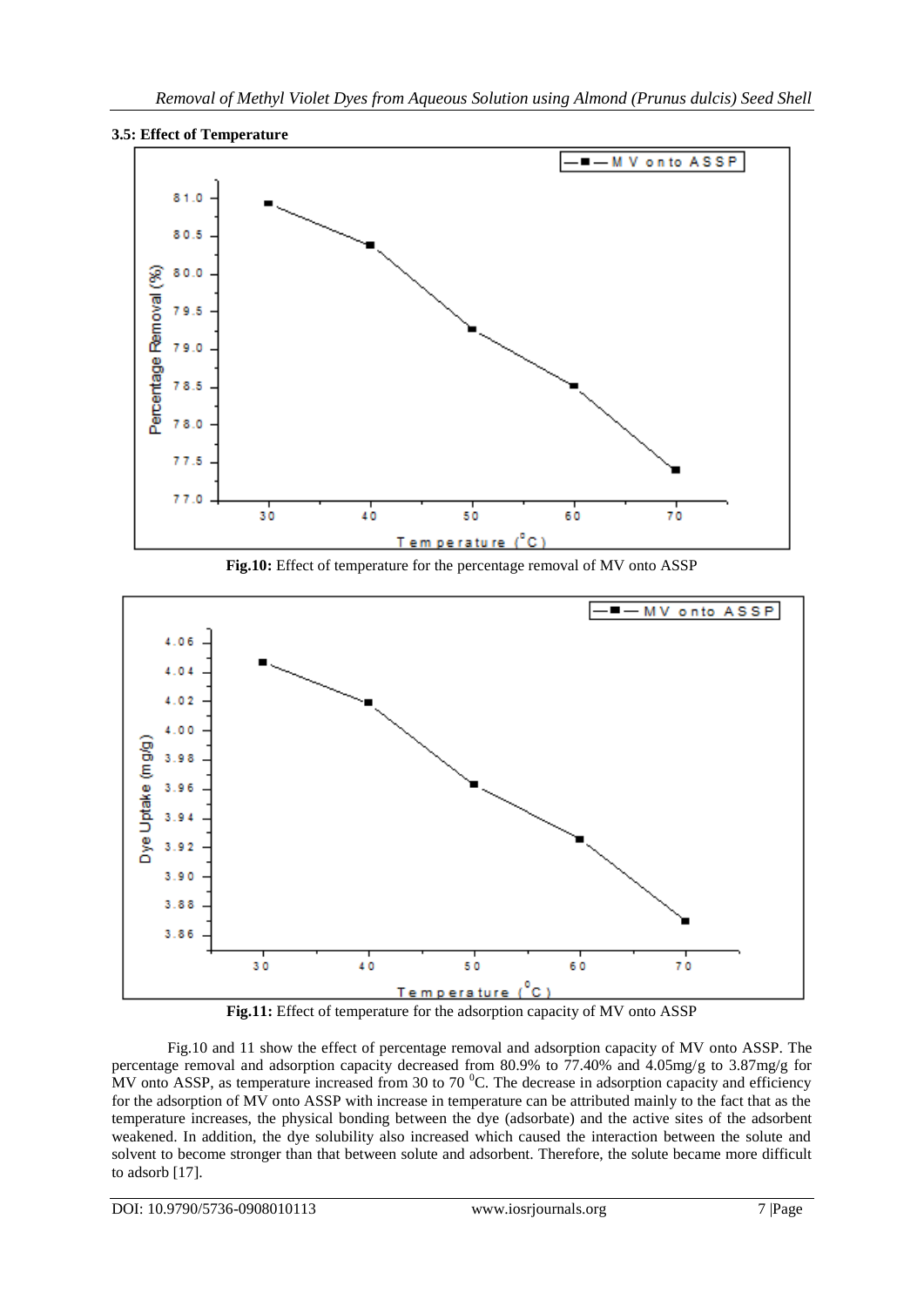### 3.5: Effect of Temperature

**Fig.10:** Effect of temperature for the percentage removal of MV onto ASSP

**Fig.11:** Effect of temperature for the adsorption capacity of MV onto ASSP

Fig.10 and 11 show the effect of percentage removal and adsorption capacity of MV onto ASSP. The percentage removal and adsorption capacity decreased from 80.9% to 77.40% and 4.05mg/g to 3.87mg/g for MV onto ASSP, as temperature increased from 30 to 70 $^0$C. The decrease in adsorption capacity and efficiency for the adsorption of MV onto ASSP with increase in temperature can be attributed mainly to the fact that as the temperature increases, the physical bonding between the dye (adsorbate) and the active sites of the adsorbent weakened. In addition, the dye solubility also increased which caused the interaction between the solute and solvent to become stronger than that between solute and adsorbent. Therefore, the solute became more difficult to adsorb [17].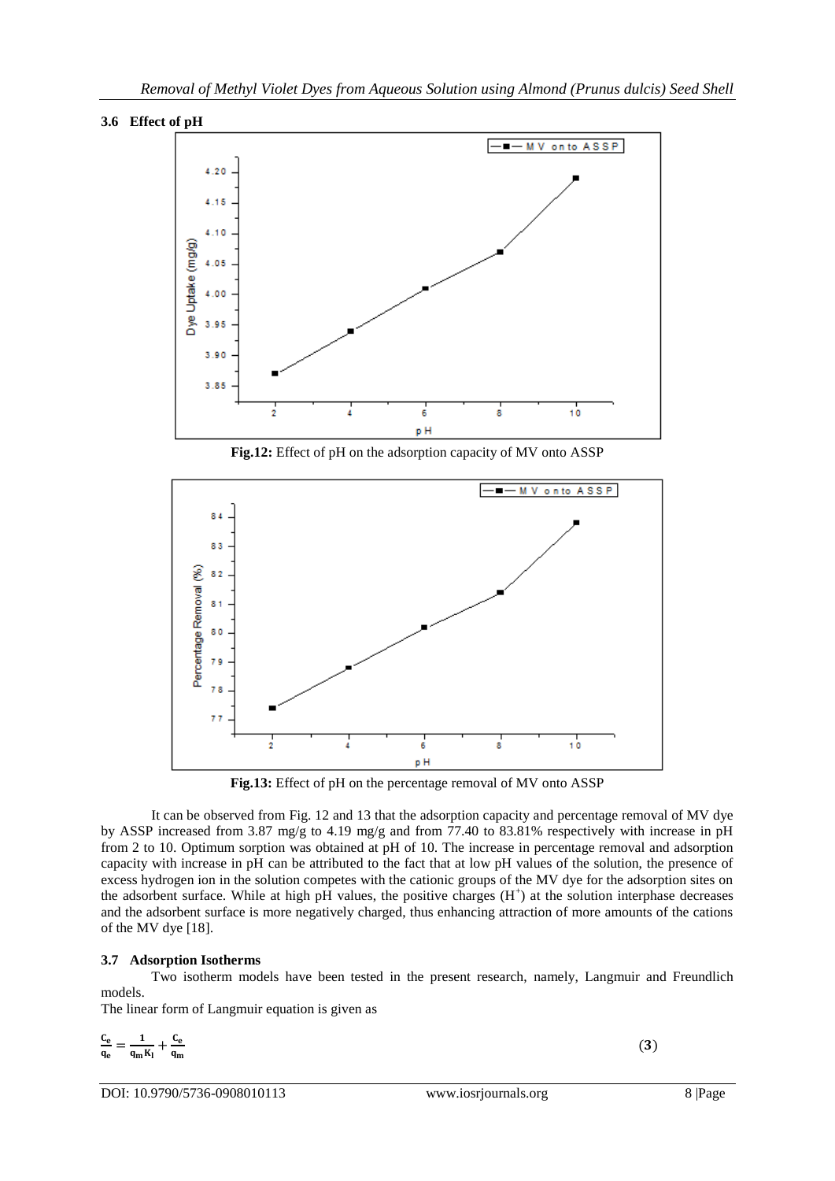### 3.6 Effect of pH

**Fig.12:** Effect of pH on the adsorption capacity of MV onto ASSP

**Fig.13:** Effect of pH on the percentage removal of MV onto ASSP

It can be observed from Fig. 12 and 13 that the adsorption capacity and percentage removal of MV dye by ASSP increased from 3.87 mg/g to 4.19 mg/g and from 77.40 to 83.81% respectively with increase in pH from 2 to 10. Optimum sorption was obtained at pH of 10. The increase in percentage removal and adsorption capacity with increase in pH can be attributed to the fact that at low pH values of the solution, the presence of excess hydrogen ion in the solution competes with the cationic groups of the MV dye for the adsorption sites on the adsorbent surface. While at high pH values, the positive charges ($H^+$) at the solution interphase decreases and the adsorbent surface is more negatively charged, thus enhancing attraction of more amounts of the cations of the MV dye [18].

### 3.7 Adsorption Isotherms

Two isotherm models have been tested in the present research, namely, Langmuir and Freundlich models.

The linear form of Langmuir equation is given as

$$\frac{C_e}{q_e} = \frac{1}{q_m K_l} + \frac{C_e}{q_m} \quad (3)$$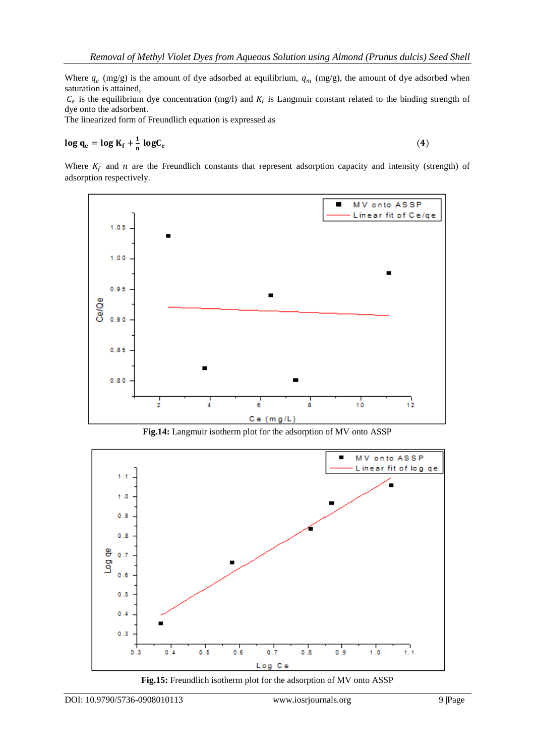Where $q_e$ (mg/g) is the amount of dye adsorbed at equilibrium, $q_m$ (mg/g), the amount of dye adsorbed when saturation is attained,

$C_e$ is the equilibrium dye concentration (mg/l) and $K_l$ is Langmuir constant related to the binding strength of dye onto the adsorbent.

The linearized form of Freundlich equation is expressed as

$$\log q_e = \log K_f + \frac{1}{n} \log C_e \quad (4)$$

Where $K_f$ and $n$ are the Freundlich constants that represent adsorption capacity and intensity (strength) of adsorption respectively.

**Fig.14:** Langmuir isotherm plot for the adsorption of MV onto ASSP

**Fig.15:** Freundlich isotherm plot for the adsorption of MV onto ASSP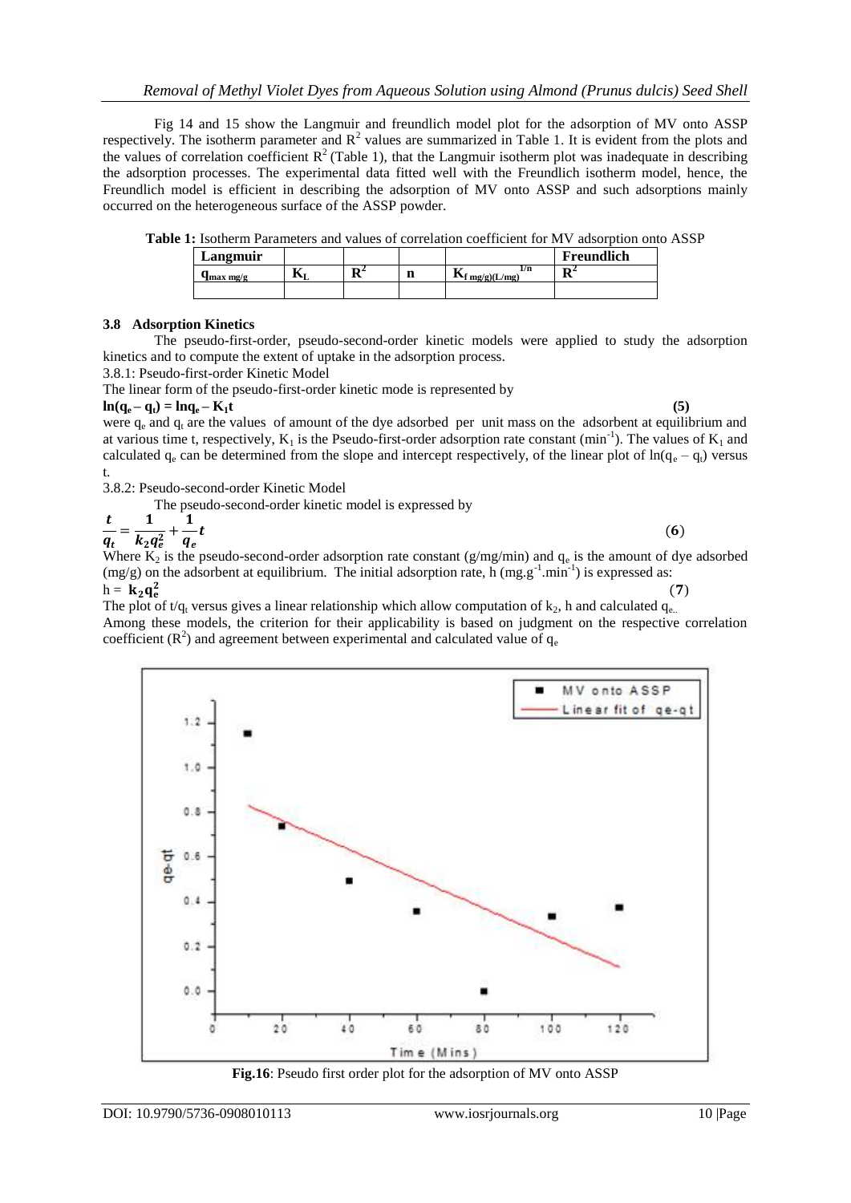Fig 14 and 15 show the Langmuir and freundlich model plot for the adsorption of MV onto ASSP respectively. The isotherm parameter and $R^2$ values are summarized in Table 1. It is evident from the plots and the values of correlation coefficient $R^2$ (Table 1), that the Langmuir isotherm plot was inadequate in describing the adsorption processes. The experimental data fitted well with the Freundlich isotherm model, hence, the Freundlich model is efficient in describing the adsorption of MV onto ASSP and such adsorptions mainly occurred on the heterogeneous surface of the ASSP powder.

**Table 1:** Isotherm Parameters and values of correlation coefficient for MV adsorption onto ASSP

| Langmuir | | | | | Freundlich |
|---|---|---|---|---|---|
| $q_{max\ mg/g}$ | $K_L$ | $R^2$ | n | $K_{f\ mg/g)(L/mg)}^{1/n}$ | $R^2$ |
| | | | | | |

### 3.8 Adsorption Kinetics

The pseudo-first-order, pseudo-second-order kinetic models were applied to study the adsorption kinetics and to compute the extent of uptake in the adsorption process.

3.8.1: Pseudo-first-order Kinetic Model

The linear form of the pseudo-first-order kinetic mode is represented by

$$\ln(q_e - q_t) = \ln q_e - K_1 t \qquad (5)$$

were $q_e$ and $q_t$ are the values of amount of the dye adsorbed per unit mass on the adsorbent at equilibrium and at various time t, respectively, $K_1$ is the Pseudo-first-order adsorption rate constant ($min^{-1}$). The values of $K_1$ and calculated $q_e$ can be determined from the slope and intercept respectively, of the linear plot of $\ln(q_e - q_t)$ versus t.

3.8.2: Pseudo-second-order Kinetic Model

The pseudo-second-order kinetic model is expressed by

$$\frac{t}{q_t} = \frac{1}{k_2 q_e^2} + \frac{1}{q_e} t \qquad (6)$$

Where $K_2$ is the pseudo-second-order adsorption rate constant (g/mg/min) and $q_e$ is the amount of dye adsorbed (mg/g) on the adsorbent at equilibrium. The initial adsorption rate, h ($mg.g^{-1}.min^{-1}$) is expressed as:

$$h = k_2 q_e^2 \qquad (7)$$

The plot of $t/q_t$ versus gives a linear relationship which allow computation of $k_2$, h and calculated $q_e$.

Among these models, the criterion for their applicability is based on judgment on the respective correlation coefficient ($R^2$) and agreement between experimental and calculated value of $q_e$

**Fig.16**: Pseudo first order plot for the adsorption of MV onto ASSP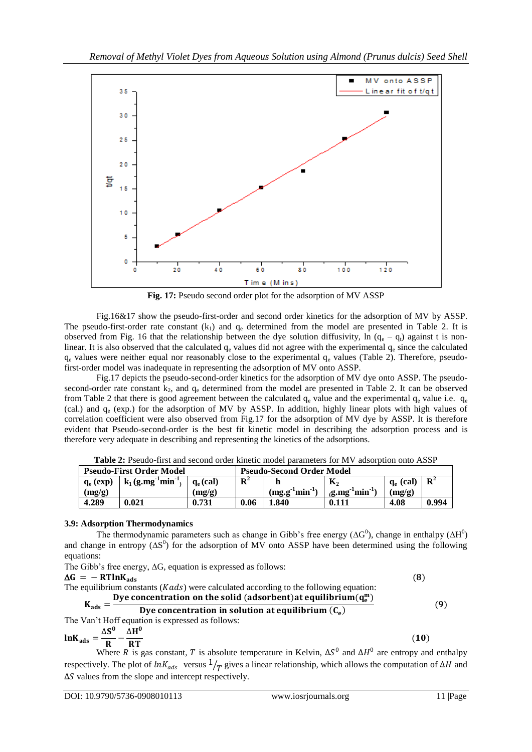Fig. 17: Pseudo second order plot for the adsorption of MV ASSP

Fig.16&17 show the pseudo-first-order and second order kinetics for the adsorption of MV by ASSP. The pseudo-first-order rate constant ($k_1$) and $q_e$ determined from the model are presented in Table 2. It is observed from Fig. 16 that the relationship between the dye solution diffusivity, ln ($q_e$ – $q_t$) against t is non-linear. It is also observed that the calculated $q_e$ values did not agree with the experimental $q_e$ since the calculated $q_e$ values were neither equal nor reasonably close to the experimental $q_e$ values (Table 2). Therefore, pseudo-first-order model was inadequate in representing the adsorption of MV onto ASSP.

Fig.17 depicts the pseudo-second-order kinetics for the adsorption of MV dye onto ASSP. The pseudo-second-order rate constant $k_2$, and $q_e$ determined from the model are presented in Table 2. It can be observed from Table 2 that there is good agreement between the calculated $q_e$ value and the experimental $q_e$ value i.e. $q_e$ (cal.) and $q_e$ (exp.) for the adsorption of MV by ASSP. In addition, highly linear plots with high values of correlation coefficient were also observed from Fig.17 for the adsorption of MV dye by ASSP. It is therefore evident that Pseudo-second-order is the best fit kinetic model in describing the adsorption process and is therefore very adequate in describing and representing the kinetics of the adsorptions.

**Table 2:** Pseudo-first and second order kinetic model parameters for MV adsorption onto ASSP

| Pseudo-First Order Model | | | | Pseudo-Second Order Model | | | |
|---|---|---|---|---|---|---|---|
| $q_e$ (exp) (mg/g) | $k_1$ (g.mg$^{-1}$min$^{-1}$) | $q_e$ (cal) (mg/g) | $R^2$ | h (mg.g$^{-1}$min$^{-1}$) | $K_2$ (g.mg$^{-1}$min$^{-1}$) | $q_e$ (cal) (mg/g) | $R^2$ |
| 4.289 | 0.021 | 0.731 | 0.06 | 1.840 | 0.111 | 4.08 | 0.994 |

### 3.9: Adsorption Thermodynamics

The thermodynamic parameters such as change in Gibb's free energy ($\Delta G^0$), change in enthalpy ($\Delta H^0$) and change in entropy ($\Delta S^0$) for the adsorption of MV onto ASSP have been determined using the following equations:

The Gibb's free energy, ΔG, equation is expressed as follows:

$$\Delta G = -RT\ln K_{ads} \quad (8)$$

The equilibrium constants ($Kads$) were calculated according to the following equation:

$$K_{ads} = \frac{\text{Dye concentration on the solid (adsorbent) at equilibrium} (q_e^m)}{\text{Dye concentration in solution at equilibrium } (C_e)} \quad (9)$$

The Van't Hoff equation is expressed as follows:

$$\ln K_{ads} = \frac{\Delta S^0}{R} - \frac{\Delta H^0}{RT} \quad (10)$$

Where $R$ is gas constant, $T$ is absolute temperature in Kelvin, $\Delta S^0$ and $\Delta H^0$ are entropy and enthalpy respectively. The plot of $lnK_{ads}$ versus $1/T$ gives a linear relationship, which allows the computation of $\Delta H$ and $\Delta S$ values from the slope and intercept respectively.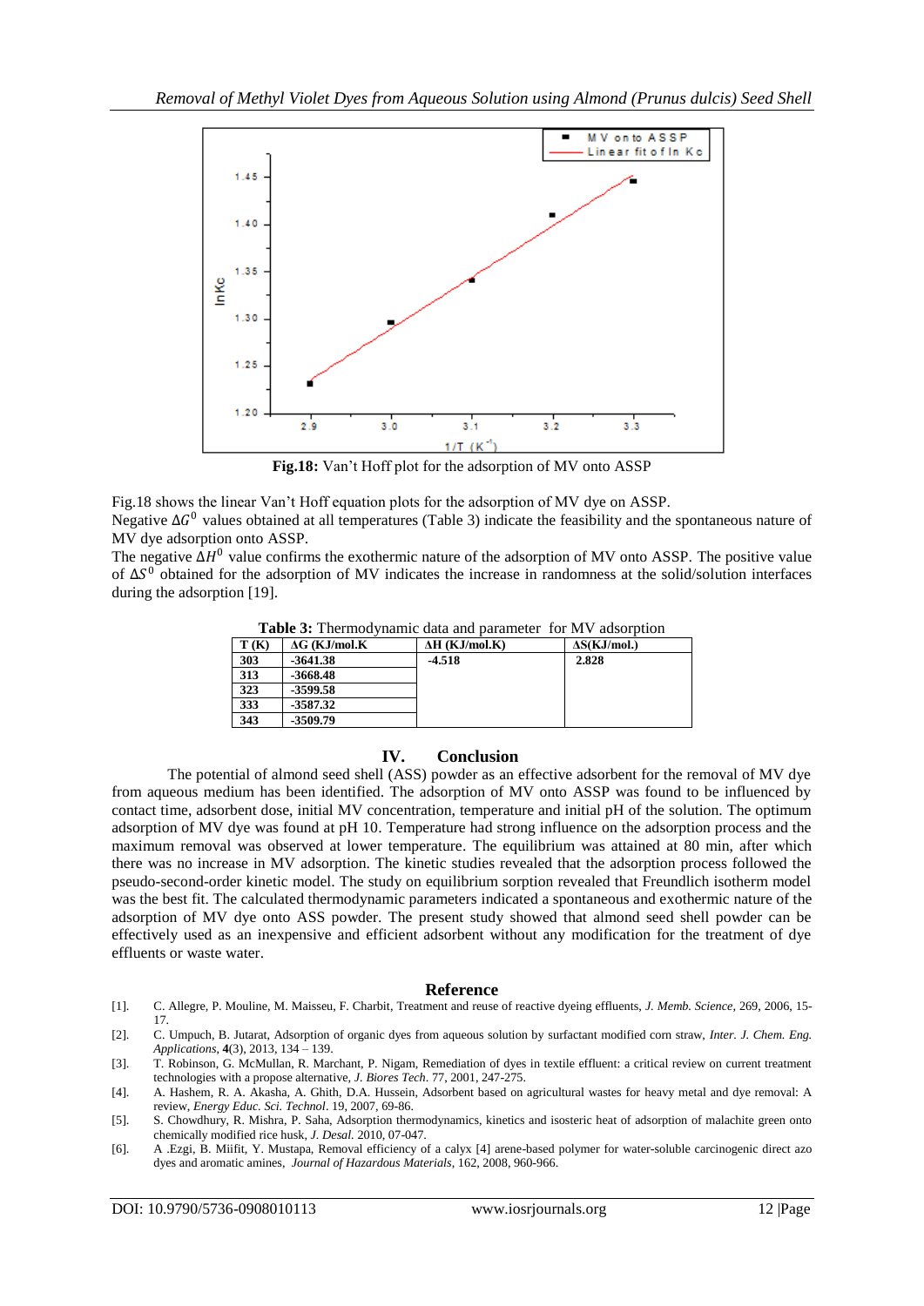**Fig.18:** Van't Hoff plot for the adsorption of MV onto ASSP

Fig.18 shows the linear Van't Hoff equation plots for the adsorption of MV dye on ASSP.

Negative $\Delta G^0$ values obtained at all temperatures (Table 3) indicate the feasibility and the spontaneous nature of MV dye adsorption onto ASSP.

The negative $\Delta H^0$ value confirms the exothermic nature of the adsorption of MV onto ASSP. The positive value of $\Delta S^0$ obtained for the adsorption of MV indicates the increase in randomness at the solid/solution interfaces during the adsorption [19].

**Table 3:** Thermodynamic data and parameter for MV adsorption

| T (K) | ΔG (KJ/mol.K | ΔH (KJ/mol.K) | ΔS(KJ/mol.) |
|---|---|---|---|
| 303 | -3641.38 | -4.518 | 2.828 |
| 313 | -3668.48 | | |
| 323 | -3599.58 | | |
| 333 | -3587.32 | | |
| 343 | -3509.79 | | |

## IV. Conclusion

The potential of almond seed shell (ASS) powder as an effective adsorbent for the removal of MV dye from aqueous medium has been identified. The adsorption of MV onto ASSP was found to be influenced by contact time, adsorbent dose, initial MV concentration, temperature and initial pH of the solution. The optimum adsorption of MV dye was found at pH 10. Temperature had strong influence on the adsorption process and the maximum removal was observed at lower temperature. The equilibrium was attained at 80 min, after which there was no increase in MV adsorption. The kinetic studies revealed that the adsorption process followed the pseudo-second-order kinetic model. The study on equilibrium sorption revealed that Freundlich isotherm model was the best fit. The calculated thermodynamic parameters indicated a spontaneous and exothermic nature of the adsorption of MV dye onto ASS powder. The present study showed that almond seed shell powder can be effectively used as an inexpensive and efficient adsorbent without any modification for the treatment of dye effluents or waste water.

## Reference

[1]. C. Allegre, P. Mouline, M. Maisseu, F. Charbit, Treatment and reuse of reactive dyeing effluents, *J. Memb. Science*, 269, 2006, 15-17.

[2]. C. Umpuch, B. Jutarat, Adsorption of organic dyes from aqueous solution by surfactant modified corn straw, *Inter. J. Chem. Eng. Applications*, **4**(3), 2013, 134 – 139.

[3]. T. Robinson, G. McMullan, R. Marchant, P. Nigam, Remediation of dyes in textile effluent: a critical review on current treatment technologies with a propose alternative, *J. Biores Tech*. 77, 2001, 247-275.

[4]. A. Hashem, R. A. Akasha, A. Ghith, D.A. Hussein, Adsorbent based on agricultural wastes for heavy metal and dye removal: A review, *Energy Educ. Sci. Technol*. 19, 2007, 69-86.

[5]. S. Chowdhury, R. Mishra, P. Saha, Adsorption thermodynamics, kinetics and isosteric heat of adsorption of malachite green onto chemically modified rice husk, *J. Desal.* 2010, 07-047.

[6]. A .Ezgi, B. Miifit, Y. Mustapa, Removal efficiency of a calyx [4] arene-based polymer for water-soluble carcinogenic direct azo dyes and aromatic amines, *Journal of Hazardous Materials*, 162, 2008, 960-966.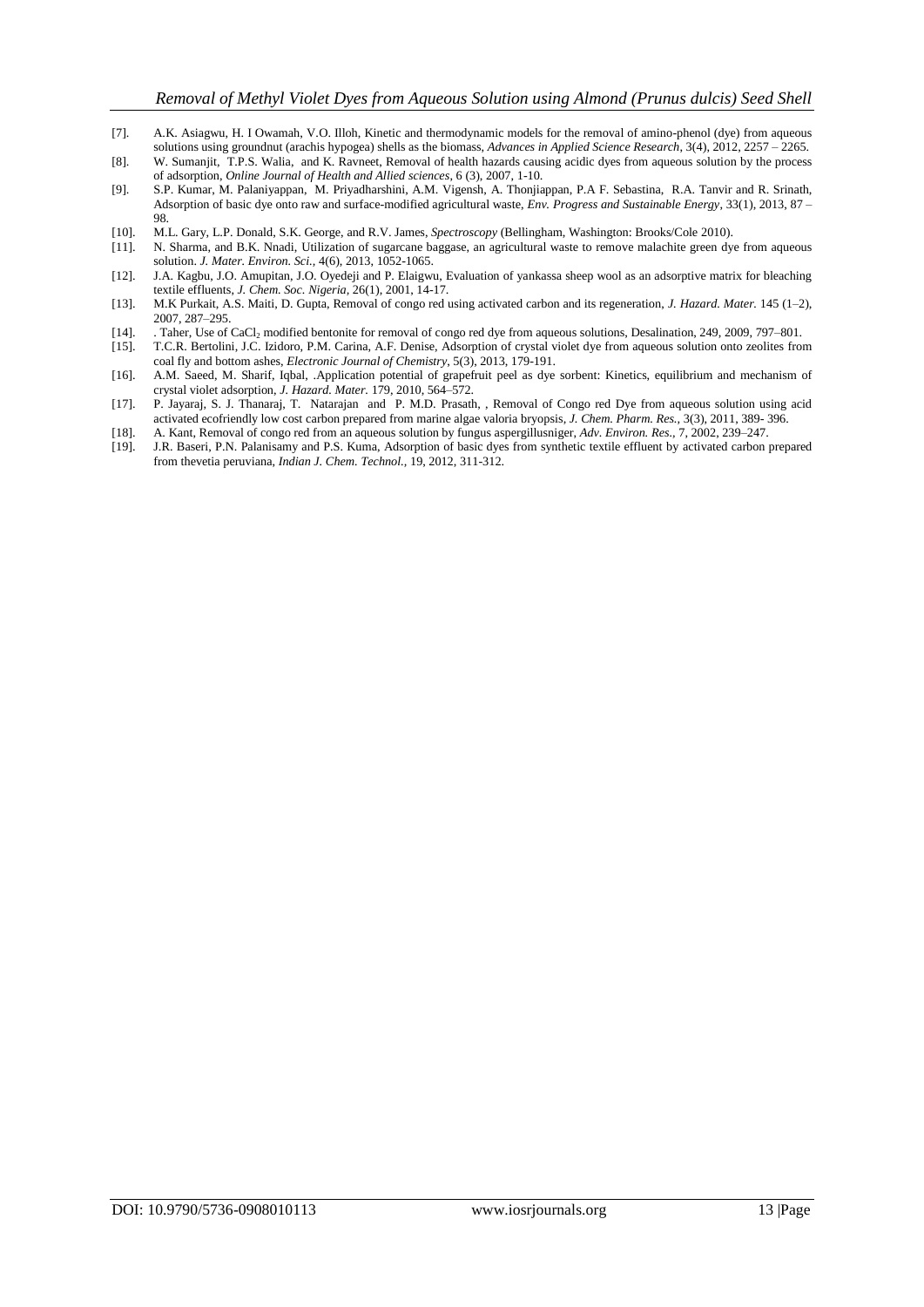[7]. A.K. Asiagwu, H. I Owamah, V.O. Illoh, Kinetic and thermodynamic models for the removal of amino-phenol (dye) from aqueous solutions using groundnut (arachis hypogea) shells as the biomass, *Advances in Applied Science Research*, 3(4), 2012, 2257 – 2265.

[8]. W. Sumanjit, T.P.S. Walia, and K. Ravneet, Removal of health hazards causing acidic dyes from aqueous solution by the process of adsorption, *Online Journal of Health and Allied sciences*, 6 (3), 2007, 1-10.

[9]. S.P. Kumar, M. Palaniyappan, M. Priyadharshini, A.M. Vigensh, A. Thonjiappan, P.A F. Sebastina, R.A. Tanvir and R. Srinath, Adsorption of basic dye onto raw and surface-modified agricultural waste, *Env. Progress and Sustainable Energy*, 33(1), 2013, 87 – 98.

[10]. M.L. Gary, L.P. Donald, S.K. George, and R.V. James, *Spectroscopy* (Bellingham, Washington: Brooks/Cole 2010).

[11]. N. Sharma, and B.K. Nnadi, Utilization of sugarcane baggase, an agricultural waste to remove malachite green dye from aqueous solution. *J. Mater. Environ. Sci.*, 4(6), 2013, 1052-1065.

[12]. J.A. Kagbu, J.O. Amupitan, J.O. Oyedeji and P. Elaigwu, Evaluation of yankassa sheep wool as an adsorptive matrix for bleaching textile effluents, *J. Chem. Soc. Nigeria*, 26(1), 2001, 14-17.

[13]. M.K Purkait, A.S. Maiti, D. Gupta, Removal of congo red using activated carbon and its regeneration, *J. Hazard. Mater.* 145 (1–2), 2007, 287–295.

[14]. . Taher, Use of $CaCl_2$ modified bentonite for removal of congo red dye from aqueous solutions, Desalination, 249, 2009, 797–801.

[15]. T.C.R. Bertolini, J.C. Izidoro, P.M. Carina, A.F. Denise, Adsorption of crystal violet dye from aqueous solution onto zeolites from coal fly and bottom ashes, *Electronic Journal of Chemistry*, 5(3), 2013, 179-191.

[16]. A.M. Saeed, M. Sharif, Iqbal, .Application potential of grapefruit peel as dye sorbent: Kinetics, equilibrium and mechanism of crystal violet adsorption, *J. Hazard. Mater.* 179, 2010, 564–572.

[17]. P. Jayaraj, S. J. Thanaraj, T. Natarajan and P. M.D. Prasath, , Removal of Congo red Dye from aqueous solution using acid activated ecofriendly low cost carbon prepared from marine algae valoria bryopsis, *J. Chem. Pharm. Res.*, 3(3), 2011, 389- 396.

[18]. A. Kant, Removal of congo red from an aqueous solution by fungus aspergillusniger, *Adv. Environ. Res.*, 7, 2002, 239–247.

[19]. J.R. Baseri, P.N. Palanisamy and P.S. Kuma, Adsorption of basic dyes from synthetic textile effluent by activated carbon prepared from thevetia peruviana, *Indian J. Chem. Technol.*, 19, 2012, 311-312.